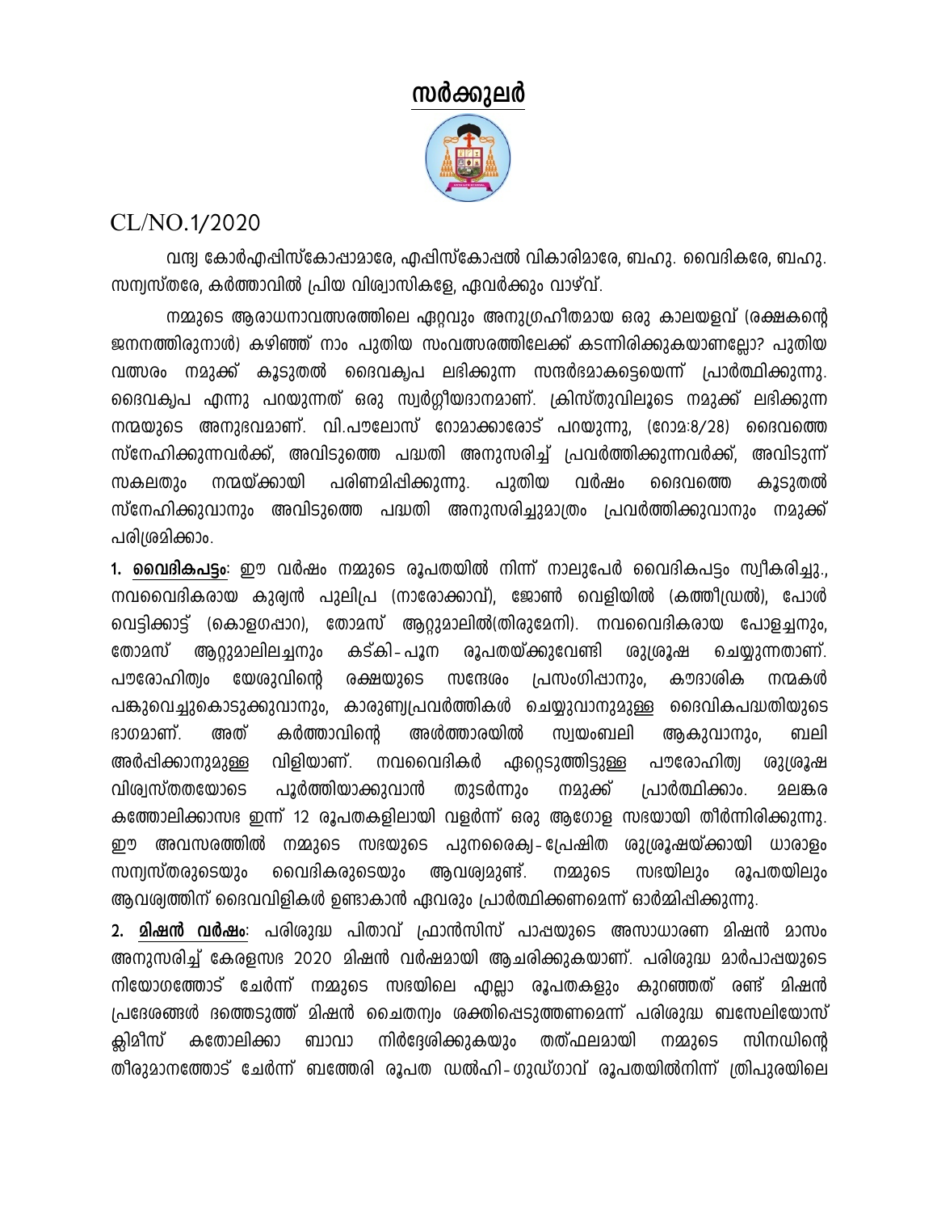# സർക്കുലർ

CL/NO.1/2020

വന്ദ്യ കോർഎപ്പിസ്കോപ്പാമാരേ, എപ്പിസ്കോപ്പൽ വികാരിമാരേ, ബഹു. വൈദികരേ, ബഹു. സന്യസ്തരേ, കർത്താവിൽ പ്രിയ വിശ്വാസികളേ, ഏവർക്കും വാഴ്‌വ്.

നമ്മുടെ ആരാധനാവത്സരത്തിലെ ഏറ്റവും അനുഗ്രഹീതമായ ഒരു കാലയളവ് (രക്ഷകന്റെ ജനനത്തിരുനാൾ) കഴിഞ്ഞ് നാം പുതിയ സംവത്സരത്തിലേക്ക് കടന്നിരിക്കുകയാണല്ലോ? പുതിയ വത്സരം നമുക്ക് കൂടുതൽ ദൈവകൃപ ലഭിക്കുന്ന സന്ദർഭമാകട്ടെയെന്ന് പ്രാർത്ഥിക്കുന്നു. ദൈവകൃപ എന്നു പറയുന്നത് ഒരു സ്വർഗ്ഗീയദാനമാണ്. ക്രിസ്തുവിലൂടെ നമുക്ക് ലഭിക്കുന്ന നന്മയുടെ അനുഭവമാണ്. വി.പൗലോസ് റോമാക്കാരോട് പറയുന്നു, (റോമ:8/28) ദൈവത്തെ സ്നേഹിക്കുന്നവർക്ക്, അവിടുത്തെ പദ്ധതി അനുസരിച്ച് പ്രവർത്തിക്കുന്നവർക്ക്, അവിടുന്ന് സകലതും നന്മയ്ക്കായി പരിണമിപ്പിക്കുന്നു. പുതിയ വർഷം ദൈവത്തെ കൂടുതൽ സ്നേഹിക്കുവാനും അവിടുത്തെ പദ്ധതി അനുസരിച്ചുമാത്രം പ്രവർത്തിക്കുവാനും നമുക്ക് പരിശ്രമിക്കാം.

**1. <u>വൈദികപട്ടം</u>:** ഈ വർഷം നമ്മുടെ രൂപതയിൽ നിന്ന് നാലുപേർ വൈദികപട്ടം സ്വീകരിച്ചു., നവവൈദികരായ കുര്യൻ പുലിപ്ര (നാരോക്കാവ്), ജോൺ വെളിയിൽ (കത്തീഡ്രൽ), പോൾ വെട്ടിക്കാട്ട് (കൊളഗപ്പാറ), തോമസ് ആറ്റുമാലിൽ(തിരുമേനി). നവവൈദികരായ പോളച്ചനും, തോമസ് ആറ്റുമാലിലച്ചനും കട്കി-പൂന രൂപതയ്ക്കുവേണ്ടി ശുശ്രൂഷ ചെയ്യുന്നതാണ്. പൗരോഹിത്യം യേശുവിന്റെ രക്ഷയുടെ സന്ദേശം പ്രസംഗിപ്പാനും, കൗദാശിക നന്മകൾ പങ്കുവെച്ചുകൊടുക്കുവാനും, കാരുണ്യപ്രവർത്തികൾ ചെയ്യുവാനുമുള്ള ദൈവികപദ്ധതിയുടെ ഭാഗമാണ്. അത് കർത്താവിന്റെ അൾത്താരയിൽ സ്വയംബലി ആകുവാനും, ബലി അർപ്പിക്കാനുമുള്ള വിളിയാണ്. നവവൈദികർ ഏറ്റെടുത്തിട്ടുള്ള പൗരോഹിത്യ ശുശ്രൂഷ വിശ്വസ്തതയോടെ പൂർത്തിയാക്കുവാൻ തുടർന്നും നമുക്ക് പ്രാർത്ഥിക്കാം. മലങ്കര കത്തോലിക്കാസഭ ഇന്ന് 12 രൂപതകളിലായി വളർന്ന് ഒരു ആഗോള സഭയായി തീർന്നിരിക്കുന്നു. ഈ അവസരത്തിൽ നമ്മുടെ സഭയുടെ പുനരൈക്യ-പ്രേഷിത ശുശ്രൂഷയ്ക്കായി ധാരാളം സന്യസ്തരുടെയും വൈദികരുടെയും ആവശ്യമുണ്ട്. നമ്മുടെ സഭയിലും രൂപതയിലും ആവശ്യത്തിന് ദൈവവിളികൾ ഉണ്ടാകാൻ ഏവരും പ്രാർത്ഥിക്കണമെന്ന് ഓർമ്മിപ്പിക്കുന്നു.

**2. <u>മിഷൻ വർഷം</u>:** പരിശുദ്ധ പിതാവ് ഫ്രാൻസിസ് പാപ്പയുടെ അസാധാരണ മിഷൻ മാസം അനുസരിച്ച് കേരളസഭ 2020 മിഷൻ വർഷമായി ആചരിക്കുകയാണ്. പരിശുദ്ധ മാർപാപ്പയുടെ നിയോഗത്തോട് ചേർന്ന് നമ്മുടെ സഭയിലെ എല്ലാ രൂപതകളും കുറഞ്ഞത് രണ്ട് മിഷൻ പ്രദേശങ്ങൾ ദത്തെടുത്ത് മിഷൻ ചൈതന്യം ശക്തിപ്പെടുത്തണമെന്ന് പരിശുദ്ധ ബസേലിയോസ് ക്ലീമീസ് കതോലിക്കാ ബാവാ നിർദ്ദേശിക്കുകയും തത്ഫലമായി നമ്മുടെ സിനഡിന്റെ തീരുമാനത്തോട് ചേർന്ന് ബത്തേരി രൂപത ഡൽഹി-ഗുഡ്ഗാവ് രൂപതയിൽനിന്ന് ത്രിപുരയിലെ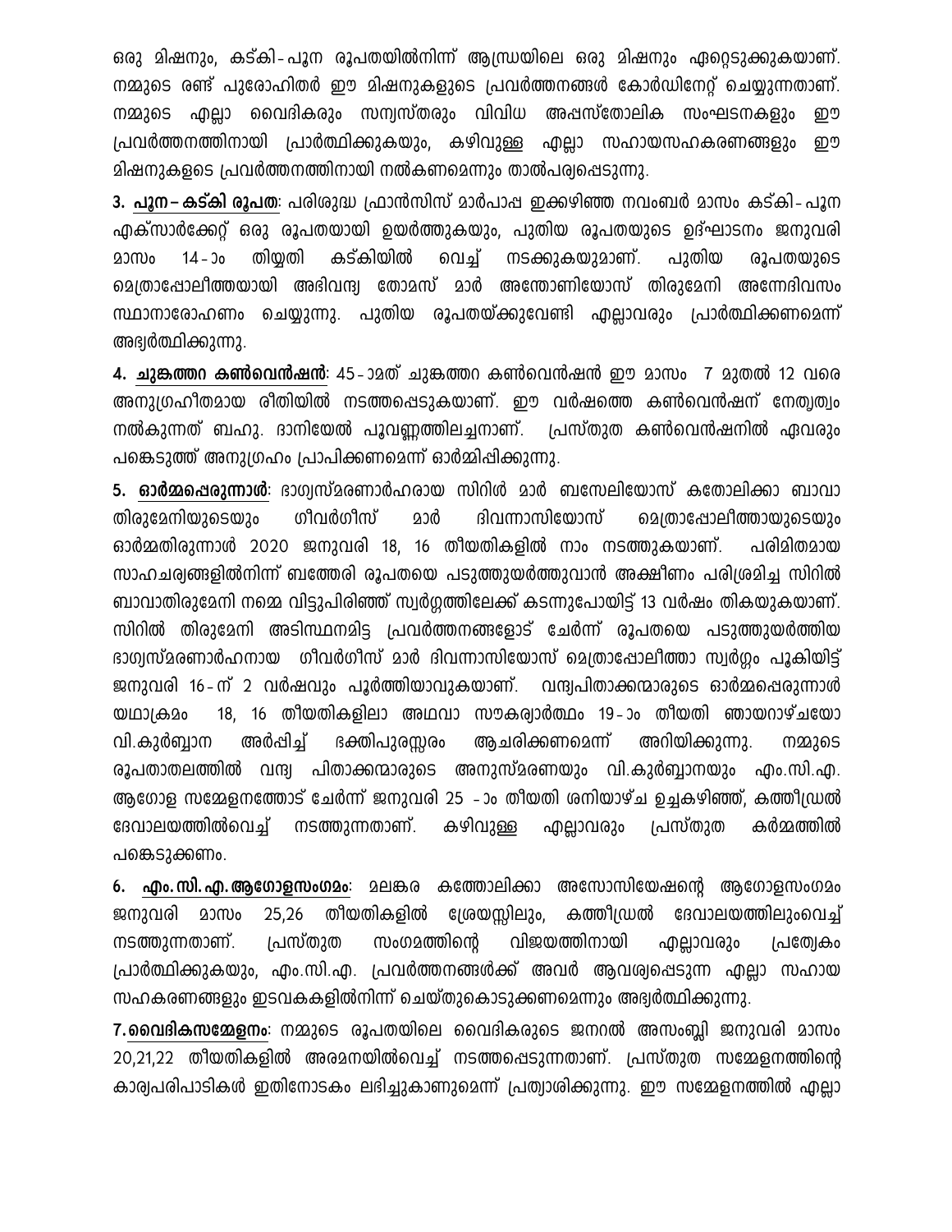ഒരു മിഷനും, കട്കി-പൂന രൂപതയിൽനിന്ന് ആന്ധ്രയിലെ ഒരു മിഷനും ഏറ്റെടുക്കുകയാണ്. നമ്മുടെ രണ്ട് പുരോഹിതർ ഈ മിഷനുകളുടെ പ്രവർത്തനങ്ങൾ കോർഡിനേറ്റ് ചെയ്യുന്നതാണ്. നമ്മുടെ എല്ലാ വൈദികരും സന്യസ്തരും വിവിധ അപ്പസ്തോലിക സംഘടനകളും ഈ പ്രവർത്തനത്തിനായി പ്രാർത്ഥിക്കുകയും, കഴിവുള്ള എല്ലാ സഹായസഹകരണങ്ങളും ഈ മിഷനുകളുടെ പ്രവർത്തനത്തിനായി നൽകണമെന്നും താൽപര്യപ്പെടുന്നു.

**3. <u>പൂന – കട്കി രൂപത</u>**: പരിശുദ്ധ ഫ്രാൻസിസ് മാർപാപ്പ ഇക്കഴിഞ്ഞ നവംബർ മാസം കട്കി-പൂന എക്സാർക്കേറ്റ് ഒരു രൂപതയായി ഉയർത്തുകയും, പുതിയ രൂപതയുടെ ഉദ്ഘാടനം ജനുവരി മാസം 14-ാം തിയ്യതി കട്കിയിൽ വെച്ച് നടക്കുകയുമാണ്. പുതിയ രൂപതയുടെ മെത്രാപ്പോലീത്തയായി അഭിവന്ദ്യ തോമസ് മാർ അന്തോണിയോസ് തിരുമേനി അന്നേദിവസം സ്ഥാനാരോഹണം ചെയ്യുന്നു. പുതിയ രൂപതയ്ക്കുവേണ്ടി എല്ലാവരും പ്രാർത്ഥിക്കണമെന്ന് അഭ്യർത്ഥിക്കുന്നു.

**4. <u>ചുങ്കത്തറ കൺവെൻഷൻ</u>**: 45-ാമത് ചുങ്കത്തറ കൺവെൻഷൻ ഈ മാസം 7 മുതൽ 12 വരെ അനുഗ്രഹീതമായ രീതിയിൽ നടത്തപ്പെടുകയാണ്. ഈ വർഷത്തെ കൺവെൻഷന് നേതൃത്വം നൽകുന്നത് ബഹു. ദാനിയേൽ പൂവണ്ണത്തിലച്ചനാണ്. പ്രസ്തുത കൺവെൻഷനിൽ ഏവരും പങ്കെടുത്ത് അനുഗ്രഹം പ്രാപിക്കണമെന്ന് ഓർമ്മിപ്പിക്കുന്നു.

**5. <u>ഓർമ്മപ്പെരുന്നാൾ</u>**: ഭാഗ്യസ്മരണാർഹരായ സിറിൾ മാർ ബസേലിയോസ് കതോലിക്കാ ബാവാ തിരുമേനിയുടെയും ഗീവർഗീസ് മാർ ദിവന്നാസിയോസ് മെത്രാപ്പോലീത്തായുടെയും ഓർമ്മതിരുന്നാൾ 2020 ജനുവരി 18, 16 തീയതികളിൽ നാം നടത്തുകയാണ്. പരിമിതമായ സാഹചര്യങ്ങളിൽനിന്ന് ബത്തേരി രൂപതയെ പടുത്തുയർത്തുവാൻ അക്ഷീണം പരിശ്രമിച്ച സിറിൽ ബാവാതിരുമേനി നമ്മെ വിട്ടുപിരിഞ്ഞ് സ്വർഗ്ഗത്തിലേക്ക് കടന്നുപോയിട്ട് 13 വർഷം തികയുകയാണ്. സിറിൽ തിരുമേനി അടിസ്ഥനമിട്ട പ്രവർത്തനങ്ങളോട് ചേർന്ന് രൂപതയെ പടുത്തുയർത്തിയ ഭാഗ്യസ്മരണാർഹനായ ഗീവർഗീസ് മാർ ദിവന്നാസിയോസ് മെത്രാപ്പോലീത്താ സ്വർഗ്ഗം പൂകിയിട്ട് ജനുവരി 16-ന് 2 വർഷവും പൂർത്തിയാവുകയാണ്. വന്ദ്യപിതാക്കന്മാരുടെ ഓർമ്മപ്പെരുന്നാൾ യഥാക്രമം 18, 16 തീയതികളിലോ അഥവാ സൗകര്യാർത്ഥം 19-ാം തീയതി ഞായറാഴ്ചയോ വി.കുർബ്ബാന അർപ്പിച്ച് ഭക്തിപുരസ്സരം ആചരിക്കണമെന്ന് അറിയിക്കുന്നു. നമ്മുടെ രൂപതാതലത്തിൽ വന്ദ്യ പിതാക്കന്മാരുടെ അനുസ്മരണയും വി.കുർബ്ബാനയും എം.സി.എ. ആഗോള സമ്മേളനത്തോട് ചേർന്ന് ജനുവരി 25 -ാം തീയതി ശനിയാഴ്ച ഉച്ചകഴിഞ്ഞ്, കത്തീഡ്രൽ ദേവാലയത്തിൽവെച്ച് നടത്തുന്നതാണ്. കഴിവുള്ള എല്ലാവരും പ്രസ്തുത കർമ്മത്തിൽ പങ്കെടുക്കണം.

**6. <u>എം.സി.എ.ആഗോളസംഗമം</u>**: മലങ്കര കത്തോലിക്കാ അസോസിയേഷന്റെ ആഗോളസംഗമം ജനുവരി മാസം 25,26 തീയതികളിൽ ശ്രേയസ്സിലും, കത്തീഡ്രൽ ദേവാലയത്തിലുംവെച്ച് നടത്തുന്നതാണ്. പ്രസ്തുത സംഗമത്തിന്റെ വിജയത്തിനായി എല്ലാവരും പ്രത്യേകം പ്രാർത്ഥിക്കുകയും, എം.സി.എ. പ്രവർത്തനങ്ങൾക്ക് അവർ ആവശ്യപ്പെടുന്ന എല്ലാ സഹായ സഹകരണങ്ങളും ഇടവകകളിൽനിന്ന് ചെയ്തുകൊടുക്കണമെന്നും അഭ്യർത്ഥിക്കുന്നു.

**7.<u>വൈദികസമ്മേളനം</u>**: നമ്മുടെ രൂപതയിലെ വൈദികരുടെ ജനറൽ അസംബ്ലി ജനുവരി മാസം 20,21,22 തീയതികളിൽ അരമനയിൽവെച്ച് നടത്തപ്പെടുന്നതാണ്. പ്രസ്തുത സമ്മേളനത്തിന്റെ കാര്യപരിപാടികൾ ഇതിനോടകം ലഭിച്ചുകാണുമെന്ന് പ്രത്യാശിക്കുന്നു. ഈ സമ്മേളനത്തിൽ എല്ലാ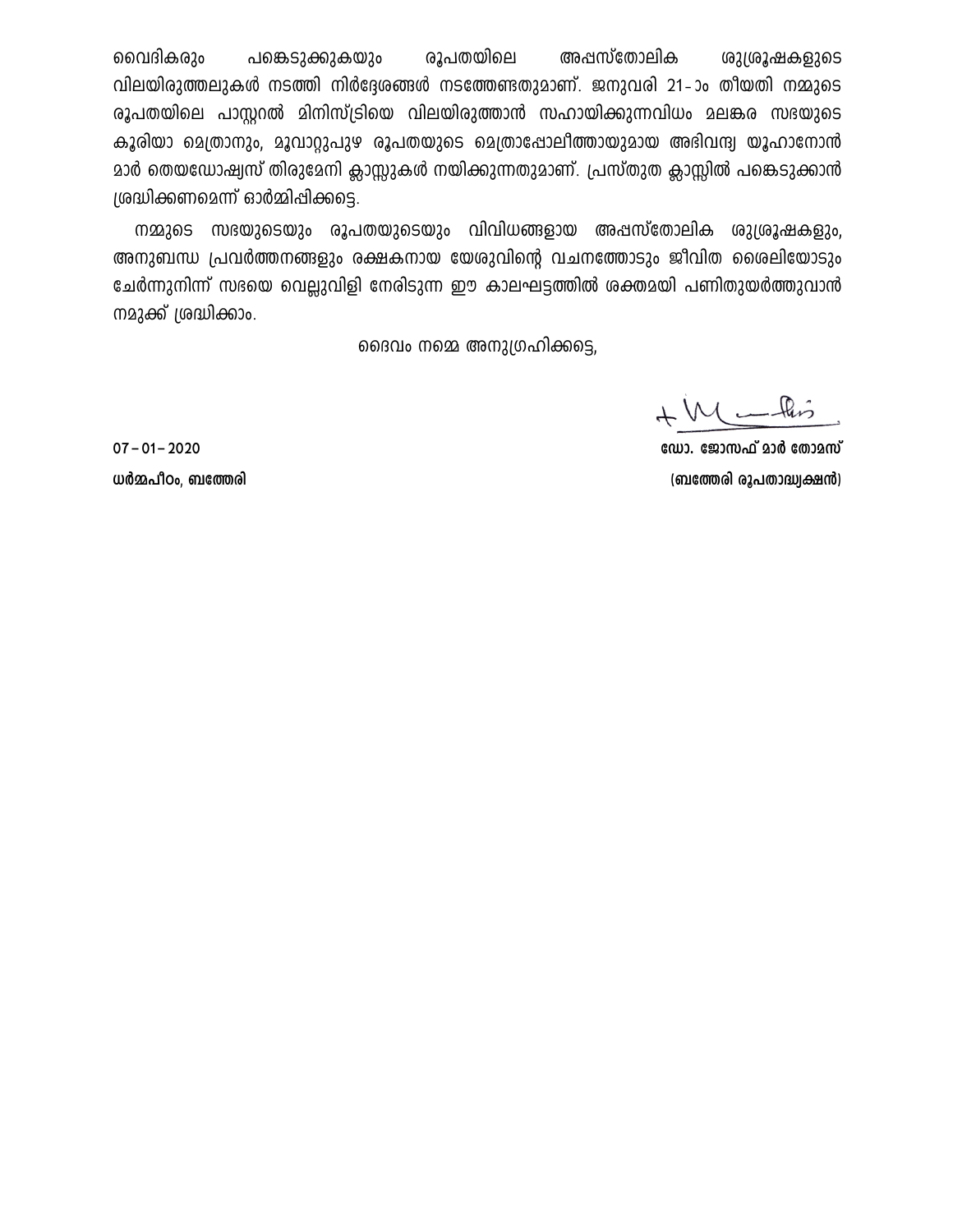വൈദികരും പങ്കെടുക്കുകയും രൂപതയിലെ അപ്പസ്തോലിക ശുശ്രൂഷകളുടെ വിലയിരുത്തലുകൾ നടത്തി നിർദ്ദേശങ്ങൾ നടത്തേണ്ടതുമാണ്. ജനുവരി 21-ാം തീയതി നമ്മുടെ രൂപതയിലെ പാസ്റ്ററൽ മിനിസ്ട്രിയെ വിലയിരുത്താൻ സഹായിക്കുന്നവിധം മലങ്കര സഭയുടെ കൂരിയാ മെത്രാനും, മൂവാറ്റുപുഴ രൂപതയുടെ മെത്രാപ്പോലീത്തായുമായ അഭിവന്ദ്യ യൂഹാനോൻ മാർ തെയഡോഷ്യസ് തിരുമേനി ക്ലാസ്സുകൾ നയിക്കുന്നതുമാണ്. പ്രസ്തുത ക്ലാസ്സിൽ പങ്കെടുക്കാൻ ശ്രദ്ധിക്കണമെന്ന് ഓർമ്മിപ്പിക്കട്ടെ.

നമ്മുടെ സഭയുടെയും രൂപതയുടെയും വിവിധങ്ങളായ അപ്പസ്തോലിക ശുശ്രൂഷകളും, അനുബന്ധ പ്രവർത്തനങ്ങളും രക്ഷകനായ യേശുവിന്റെ വചനത്തോടും ജീവിത ശൈലിയോടും ചേർന്നുനിന്ന് സഭയെ വെല്ലുവിളി നേരിടുന്ന ഈ കാലഘട്ടത്തിൽ ശക്തമയി പണിതുയർത്തുവാൻ നമുക്ക് ശ്രദ്ധിക്കാം.

ദൈവം നമ്മെ അനുഗ്രഹിക്കട്ടെ,

07 – 01 – 2020

ധർമ്മപീഠം, ബത്തേരി

**ഡോ. ജോസഫ് മാർ തോമസ്**

**(ബത്തേരി രൂപതാദ്ധ്യക്ഷൻ)**